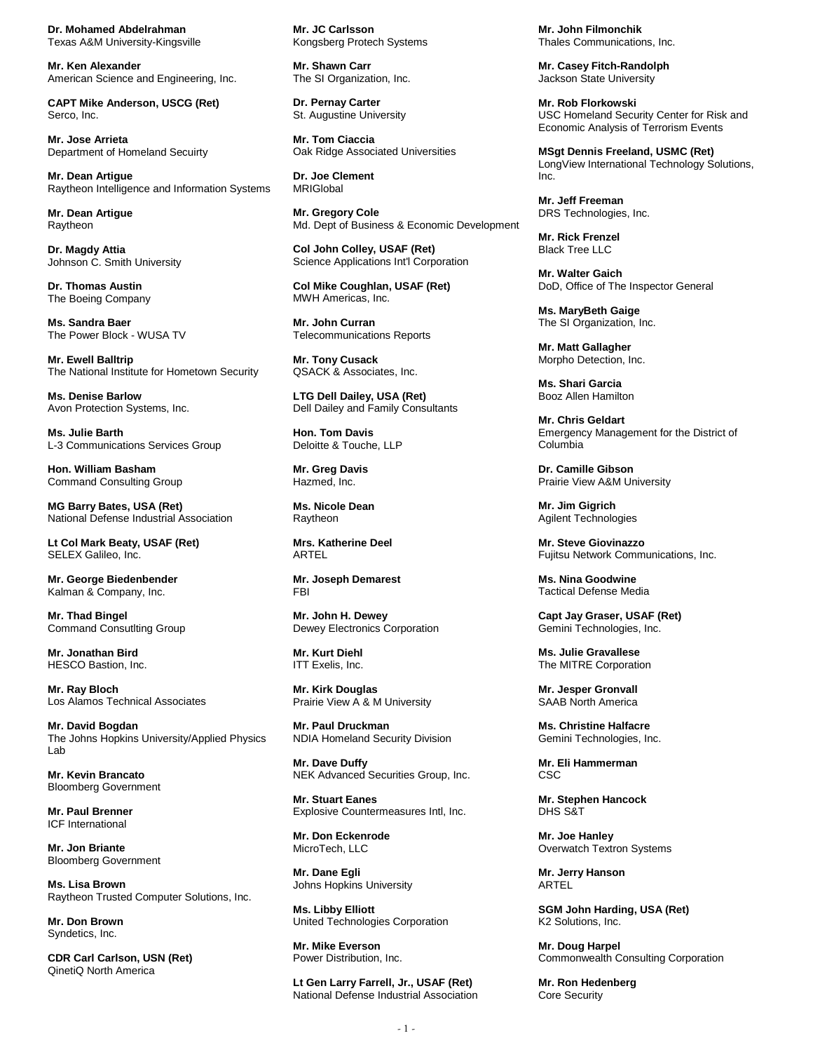**Dr. Mohamed Abdelrahman**
Texas A&M University-Kingsville

**Mr. Ken Alexander**
American Science and Engineering, Inc.

**CAPT Mike Anderson, USCG (Ret)**
Serco, Inc.

**Mr. Jose Arrieta**
Department of Homeland Secuirty

**Mr. Dean Artigue**
Raytheon Intelligence and Information Systems

**Mr. Dean Artigue**
Raytheon

**Dr. Magdy Attia**
Johnson C. Smith University

**Dr. Thomas Austin**
The Boeing Company

**Ms. Sandra Baer**
The Power Block - WUSA TV

**Mr. Ewell Balltrip**
The National Institute for Hometown Security

**Ms. Denise Barlow**
Avon Protection Systems, Inc.

**Ms. Julie Barth**
L-3 Communications Services Group

**Hon. William Basham**
Command Consulting Group

**MG Barry Bates, USA (Ret)**
National Defense Industrial Association

**Lt Col Mark Beaty, USAF (Ret)**
SELEX Galileo, Inc.

**Mr. George Biedenbender**
Kalman & Company, Inc.

**Mr. Thad Bingel**
Command Consutlting Group

**Mr. Jonathan Bird**
HESCO Bastion, Inc.

**Mr. Ray Bloch**
Los Alamos Technical Associates

**Mr. David Bogdan**
The Johns Hopkins University/Applied Physics Lab

**Mr. Kevin Brancato**
Bloomberg Government

**Mr. Paul Brenner**
ICF International

**Mr. Jon Briante**
Bloomberg Government

**Ms. Lisa Brown**
Raytheon Trusted Computer Solutions, Inc.

**Mr. Don Brown**
Syndetics, Inc.

**CDR Carl Carlson, USN (Ret)**
QinetiQ North America

**Mr. JC Carlsson**
Kongsberg Protech Systems

**Mr. Shawn Carr**
The SI Organization, Inc.

**Dr. Pernay Carter**
St. Augustine University

**Mr. Tom Ciaccia**
Oak Ridge Associated Universities

**Dr. Joe Clement**
MRIGlobal

**Mr. Gregory Cole**
Md. Dept of Business & Economic Development

**Col John Colley, USAF (Ret)**
Science Applications Int'l Corporation

**Col Mike Coughlan, USAF (Ret)**
MWH Americas, Inc.

**Mr. John Curran**
Telecommunications Reports

**Mr. Tony Cusack**
QSACK & Associates, Inc.

**LTG Dell Dailey, USA (Ret)**
Dell Dailey and Family Consultants

**Hon. Tom Davis**
Deloitte & Touche, LLP

**Mr. Greg Davis**
Hazmed, Inc.

**Ms. Nicole Dean**
Raytheon

**Mrs. Katherine Deel**
ARTEL

**Mr. Joseph Demarest**
FBI

**Mr. John H. Dewey**
Dewey Electronics Corporation

**Mr. Kurt Diehl**
ITT Exelis, Inc.

**Mr. Kirk Douglas**
Prairie View A & M University

**Mr. Paul Druckman**
NDIA Homeland Security Division

**Mr. Dave Duffy**
NEK Advanced Securities Group, Inc.

**Mr. Stuart Eanes**
Explosive Countermeasures Intl, Inc.

**Mr. Don Eckenrode**
MicroTech, LLC

**Mr. Dane Egli**
Johns Hopkins University

**Ms. Libby Elliott**
United Technologies Corporation

**Mr. Mike Everson**
Power Distribution, Inc.

**Lt Gen Larry Farrell, Jr., USAF (Ret)**
National Defense Industrial Association

**Mr. John Filmonchik**
Thales Communications, Inc.

**Mr. Casey Fitch-Randolph**
Jackson State University

**Mr. Rob Florkowski**
USC Homeland Security Center for Risk and Economic Analysis of Terrorism Events

**MSgt Dennis Freeland, USMC (Ret)**
LongView International Technology Solutions, Inc.

**Mr. Jeff Freeman**
DRS Technologies, Inc.

**Mr. Rick Frenzel**
Black Tree LLC

**Mr. Walter Gaich**
DoD, Office of The Inspector General

**Ms. MaryBeth Gaige**
The SI Organization, Inc.

**Mr. Matt Gallagher**
Morpho Detection, Inc.

**Ms. Shari Garcia**
Booz Allen Hamilton

**Mr. Chris Geldart**
Emergency Management for the District of Columbia

**Dr. Camille Gibson**
Prairie View A&M University

**Mr. Jim Gigrich**
Agilent Technologies

**Mr. Steve Giovinazzo**
Fujitsu Network Communications, Inc.

**Ms. Nina Goodwine**
Tactical Defense Media

**Capt Jay Graser, USAF (Ret)**
Gemini Technologies, Inc.

**Ms. Julie Gravallese**
The MITRE Corporation

**Mr. Jesper Gronvall**
SAAB North America

**Ms. Christine Halfacre**
Gemini Technologies, Inc.

**Mr. Eli Hammerman**
CSC

**Mr. Stephen Hancock**
DHS S&T

**Mr. Joe Hanley**
Overwatch Textron Systems

**Mr. Jerry Hanson**
ARTEL

**SGM John Harding, USA (Ret)**
K2 Solutions, Inc.

**Mr. Doug Harpel**
Commonwealth Consulting Corporation

**Mr. Ron Hedenberg**
Core Security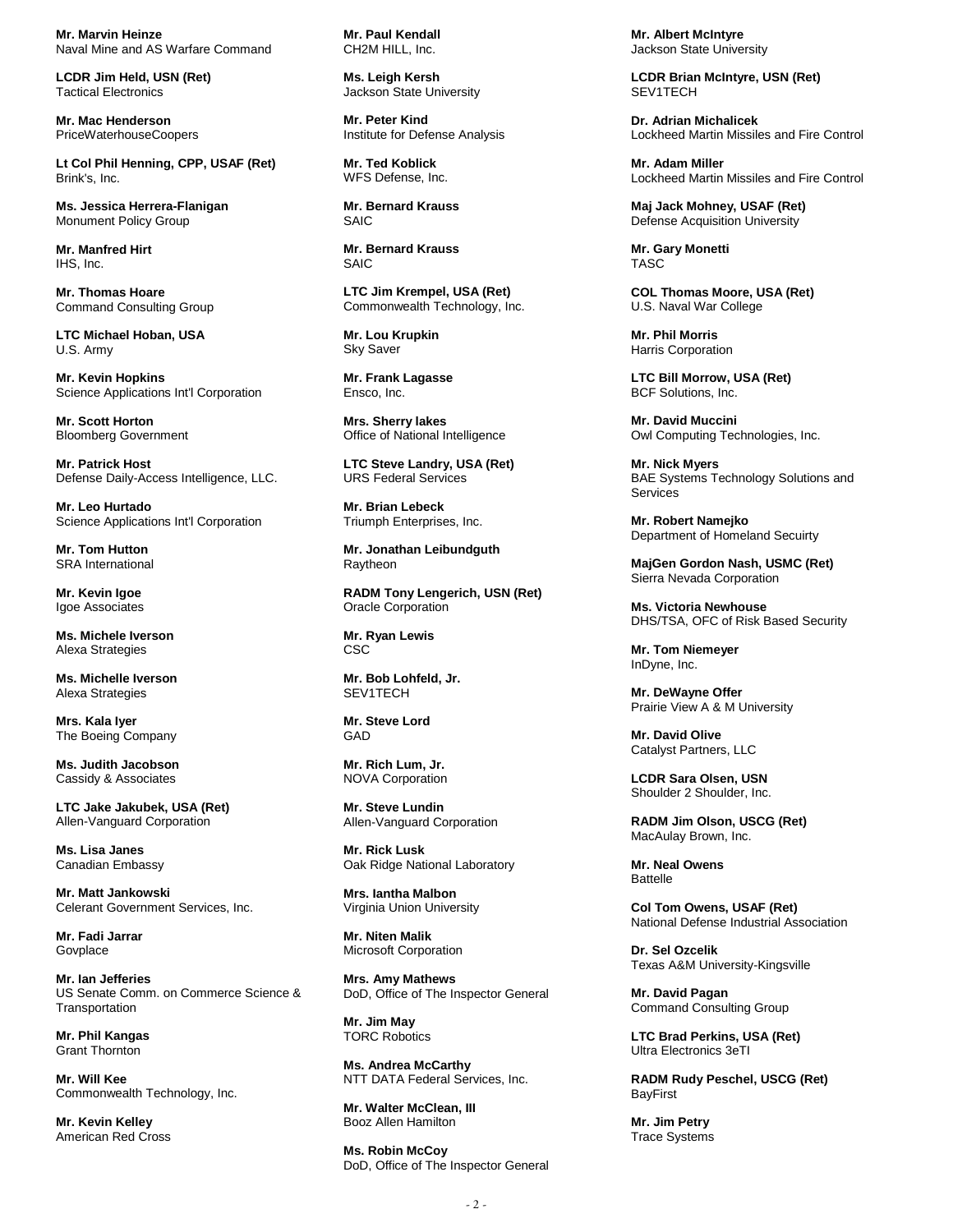**Mr. Marvin Heinze**
Naval Mine and AS Warfare Command

**LCDR Jim Held, USN (Ret)**
Tactical Electronics

**Mr. Mac Henderson**
PriceWaterhouseCoopers

**Lt Col Phil Henning, CPP, USAF (Ret)**
Brink's, Inc.

**Ms. Jessica Herrera-Flanigan**
Monument Policy Group

**Mr. Manfred Hirt**
IHS, Inc.

**Mr. Thomas Hoare**
Command Consulting Group

**LTC Michael Hoban, USA**
U.S. Army

**Mr. Kevin Hopkins**
Science Applications Int'l Corporation

**Mr. Scott Horton**
Bloomberg Government

**Mr. Patrick Host**
Defense Daily-Access Intelligence, LLC.

**Mr. Leo Hurtado**
Science Applications Int'l Corporation

**Mr. Tom Hutton**
SRA International

**Mr. Kevin Igoe**
Igoe Associates

**Ms. Michele Iverson**
Alexa Strategies

**Ms. Michelle Iverson**
Alexa Strategies

**Mrs. Kala Iyer**
The Boeing Company

**Ms. Judith Jacobson**
Cassidy & Associates

**LTC Jake Jakubek, USA (Ret)**
Allen-Vanguard Corporation

**Ms. Lisa Janes**
Canadian Embassy

**Mr. Matt Jankowski**
Celerant Government Services, Inc.

**Mr. Fadi Jarrar**
Govplace

**Mr. Ian Jefferies**
US Senate Comm. on Commerce Science & Transportation

**Mr. Phil Kangas**
Grant Thornton

**Mr. Will Kee**
Commonwealth Technology, Inc.

**Mr. Kevin Kelley**
American Red Cross

**Mr. Paul Kendall**
CH2M HILL, Inc.

**Ms. Leigh Kersh**
Jackson State University

**Mr. Peter Kind**
Institute for Defense Analysis

**Mr. Ted Koblick**
WFS Defense, Inc.

**Mr. Bernard Krauss**
SAIC

**Mr. Bernard Krauss**
SAIC

**LTC Jim Krempel, USA (Ret)**
Commonwealth Technology, Inc.

**Mr. Lou Krupkin**
Sky Saver

**Mr. Frank Lagasse**
Ensco, Inc.

**Mrs. Sherry lakes**
Office of National Intelligence

**LTC Steve Landry, USA (Ret)**
URS Federal Services

**Mr. Brian Lebeck**
Triumph Enterprises, Inc.

**Mr. Jonathan Leibundguth**
Raytheon

**RADM Tony Lengerich, USN (Ret)**
Oracle Corporation

**Mr. Ryan Lewis**
CSC

**Mr. Bob Lohfeld, Jr.**
SEV1TECH

**Mr. Steve Lord**
GAD

**Mr. Rich Lum, Jr.**
NOVA Corporation

**Mr. Steve Lundin**
Allen-Vanguard Corporation

**Mr. Rick Lusk**
Oak Ridge National Laboratory

**Mrs. Iantha Malbon**
Virginia Union University

**Mr. Niten Malik**
Microsoft Corporation

**Mrs. Amy Mathews**
DoD, Office of The Inspector General

**Mr. Jim May**
TORC Robotics

**Ms. Andrea McCarthy**
NTT DATA Federal Services, Inc.

**Mr. Walter McClean, III**
Booz Allen Hamilton

**Ms. Robin McCoy**
DoD, Office of The Inspector General

**Mr. Albert McIntyre**
Jackson State University

**LCDR Brian McIntyre, USN (Ret)**
SEV1TECH

**Dr. Adrian Michalicek**
Lockheed Martin Missiles and Fire Control

**Mr. Adam Miller**
Lockheed Martin Missiles and Fire Control

**Maj Jack Mohney, USAF (Ret)**
Defense Acquisition University

**Mr. Gary Monetti**
TASC

**COL Thomas Moore, USA (Ret)**
U.S. Naval War College

**Mr. Phil Morris**
Harris Corporation

**LTC Bill Morrow, USA (Ret)**
BCF Solutions, Inc.

**Mr. David Muccini**
Owl Computing Technologies, Inc.

**Mr. Nick Myers**
BAE Systems Technology Solutions and Services

**Mr. Robert Namejko**
Department of Homeland Secuirty

**MajGen Gordon Nash, USMC (Ret)**
Sierra Nevada Corporation

**Ms. Victoria Newhouse**
DHS/TSA, OFC of Risk Based Security

**Mr. Tom Niemeyer**
InDyne, Inc.

**Mr. DeWayne Offer**
Prairie View A & M University

**Mr. David Olive**
Catalyst Partners, LLC

**LCDR Sara Olsen, USN**
Shoulder 2 Shoulder, Inc.

**RADM Jim Olson, USCG (Ret)**
MacAulay Brown, Inc.

**Mr. Neal Owens**
Battelle

**Col Tom Owens, USAF (Ret)**
National Defense Industrial Association

**Dr. Sel Ozcelik**
Texas A&M University-Kingsville

**Mr. David Pagan**
Command Consulting Group

**LTC Brad Perkins, USA (Ret)**
Ultra Electronics 3eTI

**RADM Rudy Peschel, USCG (Ret)**
BayFirst

**Mr. Jim Petry**
Trace Systems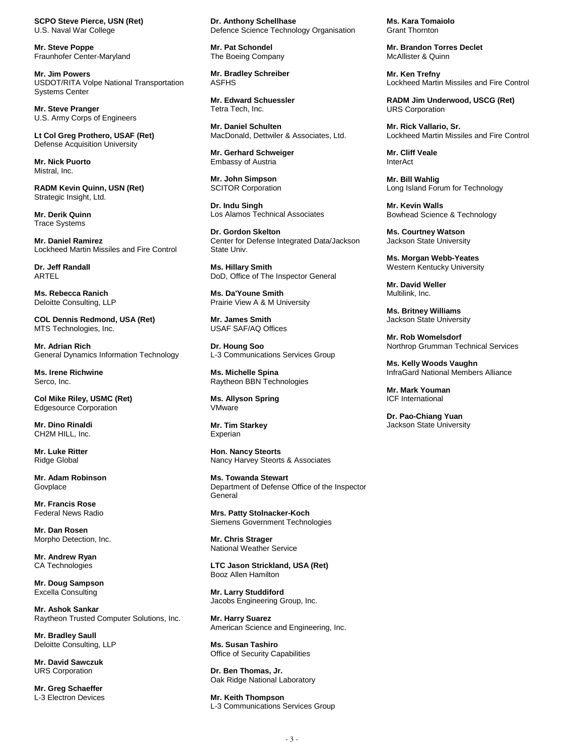**SCPO Steve Pierce, USN (Ret)**
U.S. Naval War College

**Mr. Steve Poppe**
Fraunhofer Center-Maryland

**Mr. Jim Powers**
USDOT/RITA Volpe National Transportation Systems Center

**Mr. Steve Pranger**
U.S. Army Corps of Engineers

**Lt Col Greg Prothero, USAF (Ret)**
Defense Acquisition University

**Mr. Nick Puorto**
Mistral, Inc.

**RADM Kevin Quinn, USN (Ret)**
Strategic Insight, Ltd.

**Mr. Derik Quinn**
Trace Systems

**Mr. Daniel Ramirez**
Lockheed Martin Missiles and Fire Control

**Dr. Jeff Randall**
ARTEL

**Ms. Rebecca Ranich**
Deloitte Consulting, LLP

**COL Dennis Redmond, USA (Ret)**
MTS Technologies, Inc.

**Mr. Adrian Rich**
General Dynamics Information Technology

**Ms. Irene Richwine**
Serco, Inc.

**Col Mike Riley, USMC (Ret)**
Edgesource Corporation

**Mr. Dino Rinaldi**
CH2M HILL, Inc.

**Mr. Luke Ritter**
Ridge Global

**Mr. Adam Robinson**
Govplace

**Mr. Francis Rose**
Federal News Radio

**Mr. Dan Rosen**
Morpho Detection, Inc.

**Mr. Andrew Ryan**
CA Technologies

**Mr. Doug Sampson**
Excella Consulting

**Mr. Ashok Sankar**
Raytheon Trusted Computer Solutions, Inc.

**Mr. Bradley Saull**
Deloitte Consulting, LLP

**Mr. David Sawczuk**
URS Corporation

**Mr. Greg Schaeffer**
L-3 Electron Devices

**Dr. Anthony Schellhase**
Defence Science Technology Organisation

**Mr. Pat Schondel**
The Boeing Company

**Mr. Bradley Schreiber**
ASFHS

**Mr. Edward Schuessler**
Tetra Tech, Inc.

**Mr. Daniel Schulten**
MacDonald, Dettwiler & Associates, Ltd.

**Mr. Gerhard Schweiger**
Embassy of Austria

**Mr. John Simpson**
SCITOR Corporation

**Dr. Indu Singh**
Los Alamos Technical Associates

**Dr. Gordon Skelton**
Center for Defense Integrated Data/Jackson State Univ.

**Ms. Hillary Smith**
DoD, Office of The Inspector General

**Ms. Da'Youne Smith**
Prairie View A & M University

**Mr. James Smith**
USAF SAF/AQ Offices

**Dr. Houng Soo**
L-3 Communications Services Group

**Ms. Michelle Spina**
Raytheon BBN Technologies

**Ms. Allyson Spring**
VMware

**Mr. Tim Starkey**
Experian

**Hon. Nancy Steorts**
Nancy Harvey Steorts & Associates

**Ms. Towanda Stewart**
Department of Defense Office of the Inspector General

**Mrs. Patty Stolnacker-Koch**
Siemens Government Technologies

**Mr. Chris Strager**
National Weather Service

**LTC Jason Strickland, USA (Ret)**
Booz Allen Hamilton

**Mr. Larry Studdiford**
Jacobs Engineering Group, Inc.

**Mr. Harry Suarez**
American Science and Engineering, Inc.

**Ms. Susan Tashiro**
Office of Security Capabilities

**Dr. Ben Thomas, Jr.**
Oak Ridge National Laboratory

**Mr. Keith Thompson**
L-3 Communications Services Group

**Ms. Kara Tomaiolo**
Grant Thornton

**Mr. Brandon Torres Declet**
McAllister & Quinn

**Mr. Ken Trefny**
Lockheed Martin Missiles and Fire Control

**RADM Jim Underwood, USCG (Ret)**
URS Corporation

**Mr. Rick Vallario, Sr.**
Lockheed Martin Missiles and Fire Control

**Mr. Cliff Veale**
InterAct

**Mr. Bill Wahlig**
Long Island Forum for Technology

**Mr. Kevin Walls**
Bowhead Science & Technology

**Ms. Courtney Watson**
Jackson State University

**Ms. Morgan Webb-Yeates**
Western Kentucky University

**Mr. David Weller**
Multilink, Inc.

**Ms. Britney Williams**
Jackson State University

**Mr. Rob Womelsdorf**
Northrop Grumman Technical Services

**Ms. Kelly Woods Vaughn**
InfraGard National Members Alliance

**Mr. Mark Youman**
ICF International

**Dr. Pao-Chiang Yuan**
Jackson State University